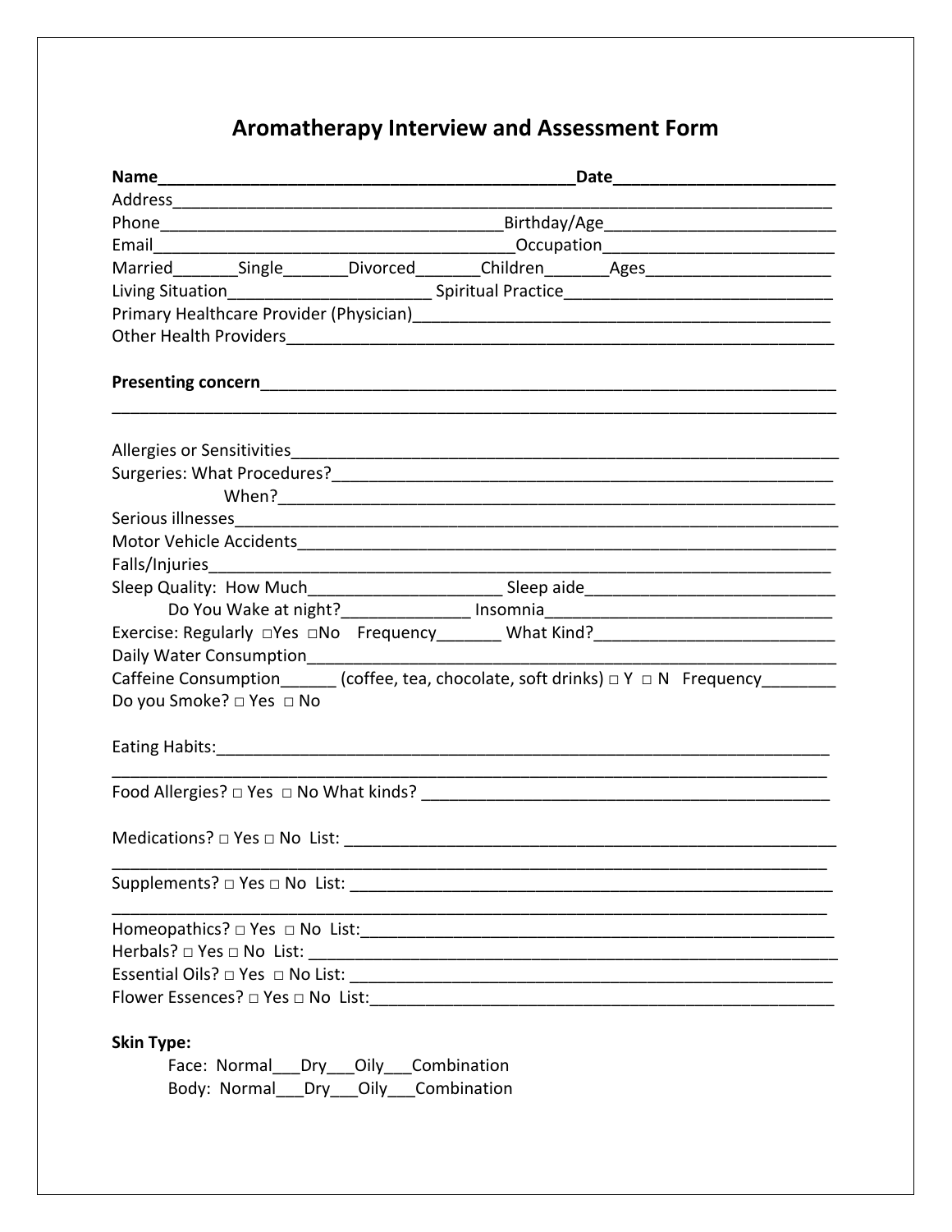# Aromatherapy Interview and Assessment Form

**Name**_____________________________________________**Date**________________________

Address_______________________________________________________________________

Phone_____________________________________Birthday/Age________________________

Email______________________________________Occupation_________________________

Married_______Single_______Divorced_______Children_______Ages____________________

Living Situation______________________ Spiritual Practice____________________________

Primary Healthcare Provider (Physician)_____________________________________________

Other Health Providers__________________________________________________________

**Presenting concern**______________________________________________________________

_______________________________________________________________________________

Allergies or Sensitivities___________________________________________________________

Surgeries: What Procedures?______________________________________________________

When?___________________________________________________________

Serious illnesses__________________________________________________________________

Motor Vehicle Accidents___________________________________________________________

Falls/Injuries____________________________________________________________________

Sleep Quality: How Much_____________________ Sleep aide___________________________

Do You Wake at night?______________ Insomnia_______________________________

Exercise: Regularly □Yes □No Frequency_______ What Kind?__________________________

Daily Water Consumption__________________________________________________________

Caffeine Consumption______ (coffee, tea, chocolate, soft drinks) □ Y □ N Frequency________

Do you Smoke? □ Yes □ No

Eating Habits:___________________________________________________________________

_______________________________________________________________________________

Food Allergies? □ Yes □ No What kinds? _____________________________________________

Medications? □ Yes □ No List: ______________________________________________________

_______________________________________________________________________________

Supplements? □ Yes □ No List: _____________________________________________________

_______________________________________________________________________________

Homeopathics? □ Yes □ No List:____________________________________________________

Herbals? □ Yes □ No List: _________________________________________________________

Essential Oils? □ Yes □ No List: _____________________________________________________

Flower Essences? □ Yes □ No List:___________________________________________________

**Skin Type:**

Face: Normal___Dry___Oily___Combination

Body: Normal___Dry___Oily___Combination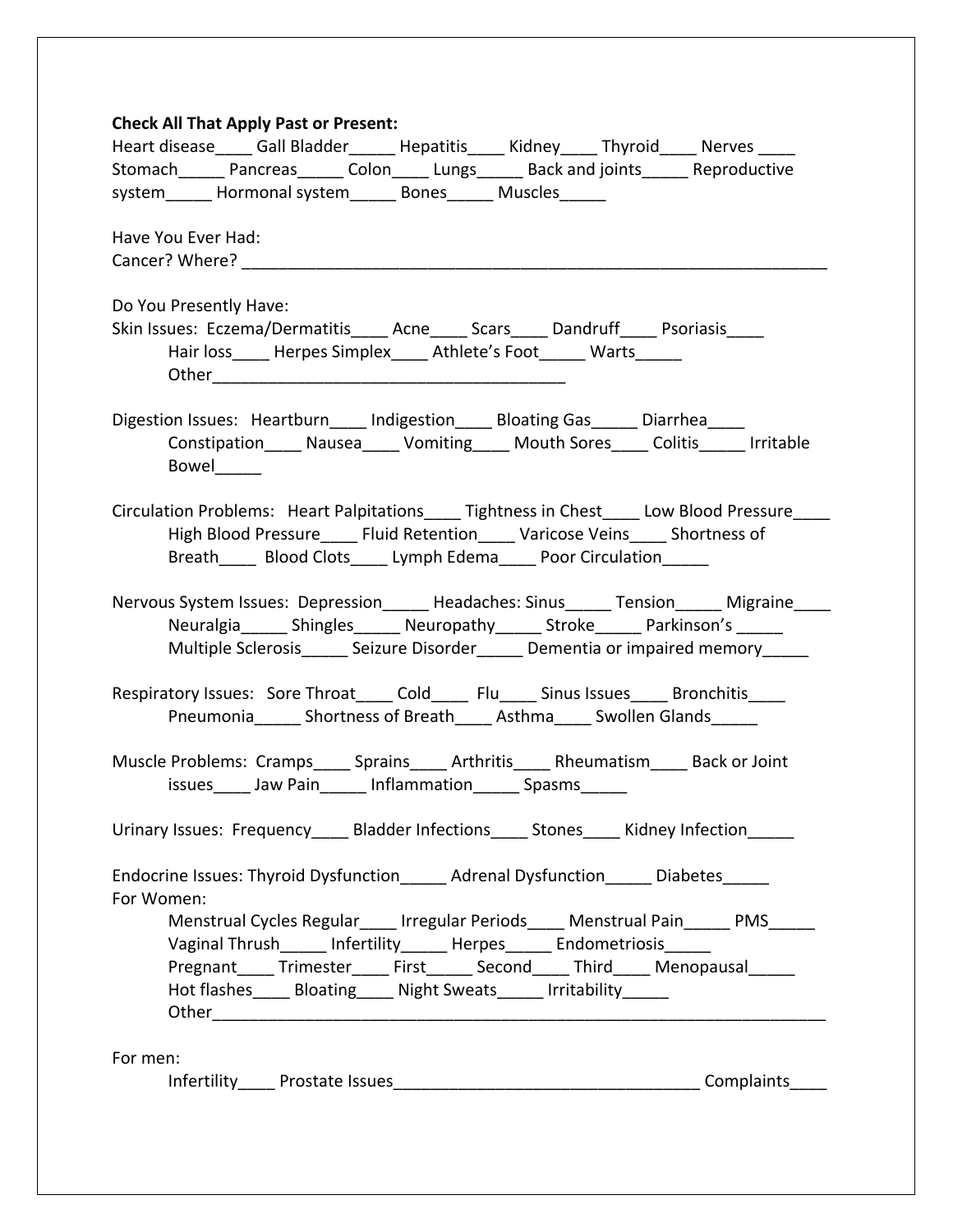**Check All That Apply Past or Present:**

Heart disease____ Gall Bladder_____ Hepatitis____ Kidney____ Thyroid____ Nerves ____ Stomach_____ Pancreas_____ Colon____ Lungs_____ Back and joints_____ Reproductive system_____ Hormonal system_____ Bones_____ Muscles_____

Have You Ever Had:

Cancer? Where? ________________________________________________________________

Do You Presently Have:

Skin Issues: Eczema/Dermatitis____ Acne____ Scars____ Dandruff____ Psoriasis____ Hair loss____ Herpes Simplex____ Athlete's Foot_____ Warts_____ Other_______________________________________

Digestion Issues: Heartburn____ Indigestion____ Bloating Gas_____ Diarrhea____ Constipation____ Nausea____ Vomiting____ Mouth Sores____ Colitis_____ Irritable Bowel_____

Circulation Problems: Heart Palpitations____ Tightness in Chest____ Low Blood Pressure____ High Blood Pressure____ Fluid Retention____ Varicose Veins____ Shortness of Breath____ Blood Clots____ Lymph Edema____ Poor Circulation_____

Nervous System Issues: Depression_____ Headaches: Sinus_____ Tension_____ Migraine____ Neuralgia_____ Shingles_____ Neuropathy_____ Stroke_____ Parkinson's _____ Multiple Sclerosis_____ Seizure Disorder_____ Dementia or impaired memory_____

Respiratory Issues: Sore Throat____ Cold____ Flu____ Sinus Issues____ Bronchitis____ Pneumonia_____ Shortness of Breath____ Asthma____ Swollen Glands_____

Muscle Problems: Cramps____ Sprains____ Arthritis____ Rheumatism____ Back or Joint issues____ Jaw Pain_____ Inflammation_____ Spasms_____

Urinary Issues: Frequency____ Bladder Infections____ Stones____ Kidney Infection_____

Endocrine Issues: Thyroid Dysfunction_____ Adrenal Dysfunction_____ Diabetes_____

For Women:

Menstrual Cycles Regular____ Irregular Periods____ Menstrual Pain_____ PMS_____ Vaginal Thrush_____ Infertility_____ Herpes_____ Endometriosis_____ Pregnant____ Trimester____ First_____ Second____ Third____ Menopausal_____ Hot flashes____ Bloating____ Night Sweats_____ Irritability_____ Other_________________________________________________________________

For men:

Infertility____ Prostate Issues________________________________ Complaints____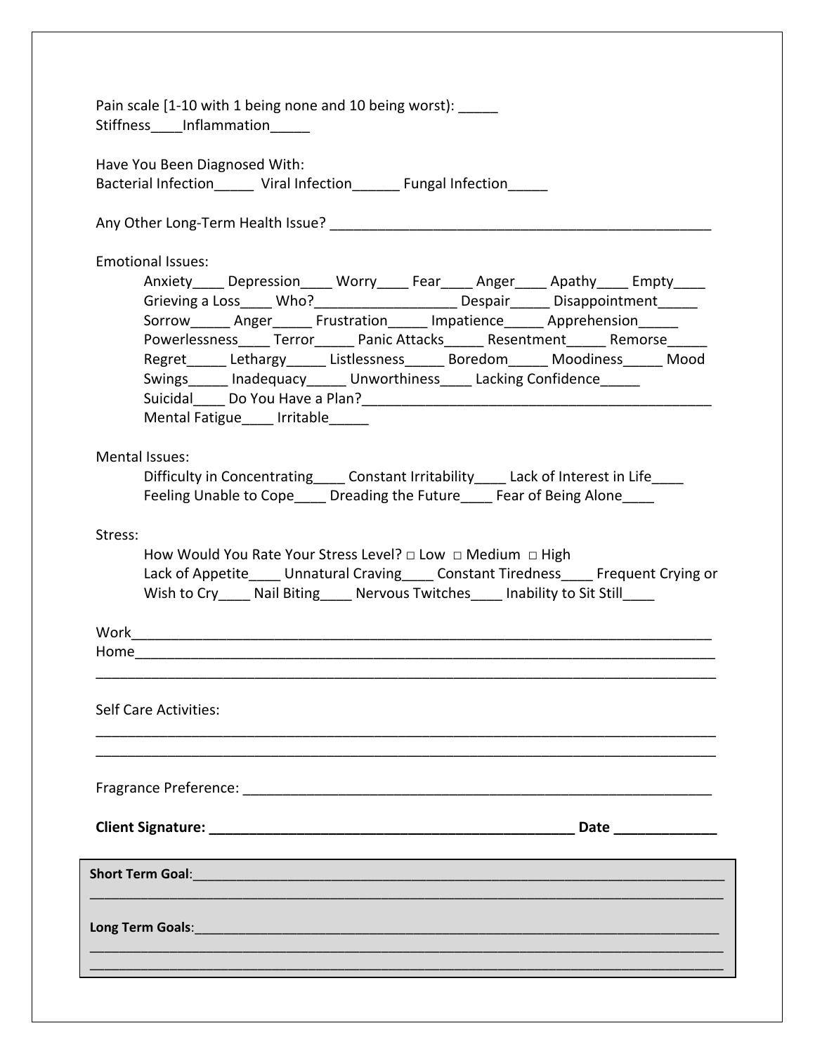Pain scale [1-10 with 1 being none and 10 being worst): _____
Stiffness____Inflammation_____

Have You Been Diagnosed With:
Bacterial Infection_____ Viral Infection______ Fungal Infection_____

Any Other Long-Term Health Issue? __________________________________________________

Emotional Issues:

Anxiety____ Depression____ Worry____ Fear____ Anger____ Apathy____ Empty____
Grieving a Loss____ Who?__________________ Despair_____ Disappointment_____
Sorrow_____ Anger_____ Frustration_____ Impatience_____ Apprehension_____
Powerlessness____ Terror_____ Panic Attacks_____ Resentment_____ Remorse_____
Regret_____ Lethargy_____ Listlessness_____ Boredom_____ Moodiness_____ Mood Swings_____ Inadequacy_____ Unworthiness____ Lacking Confidence_____
Suicidal____ Do You Have a Plan?_______________________________________________
Mental Fatigue____ Irritable_____

Mental Issues:

Difficulty in Concentrating____ Constant Irritability____ Lack of Interest in Life____
Feeling Unable to Cope____ Dreading the Future____ Fear of Being Alone____

Stress:

How Would You Rate Your Stress Level? □ Low □ Medium □ High
Lack of Appetite____ Unnatural Craving____ Constant Tiredness____ Frequent Crying or Wish to Cry____ Nail Biting____ Nervous Twitches____ Inability to Sit Still____

Work___________________________________________________________________________
Home___________________________________________________________________________
_______________________________________________________________________________

Self Care Activities:
_______________________________________________________________________________
_______________________________________________________________________________

Fragrance Preference: ___________________________________________________________

**Client Signature: ______________________________________________ Date _____________**

**Short Term Goal**:_____________________________________________________________________
_______________________________________________________________________________

**Long Term Goals**:____________________________________________________________________
_______________________________________________________________________________
_______________________________________________________________________________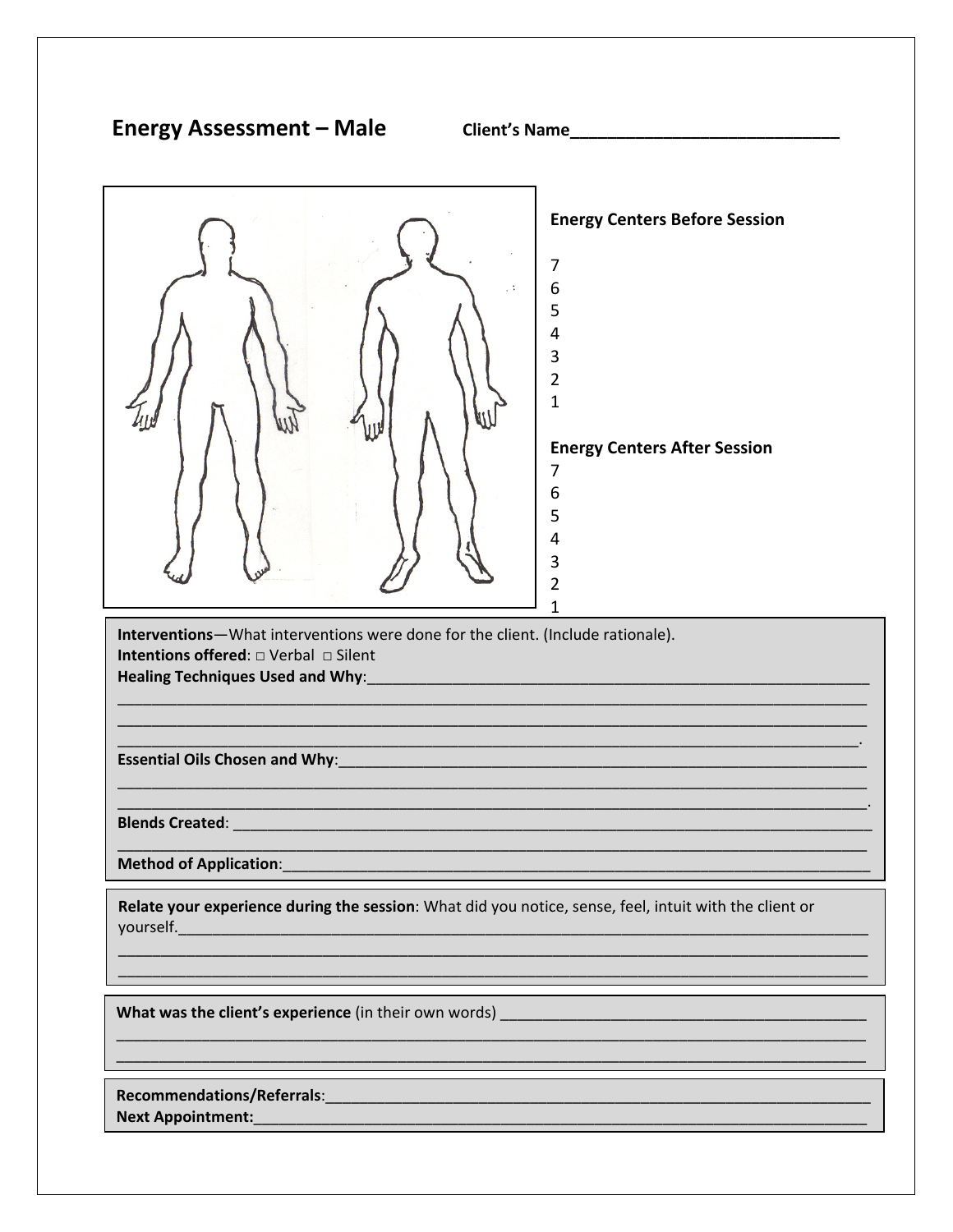## Energy Assessment – Male

**Client's Name**____________________________

**Energy Centers Before Session**

7
6
5
4
3
2
1

**Energy Centers After Session**

7
6
5
4
3
2
1

**Interventions**—What interventions were done for the client. (Include rationale).
**Intentions offered**: □ Verbal □ Silent
**Healing Techniques Used and Why**:_______________________________________________________________
_____________________________________________________________________________________
_____________________________________________________________________________________
____________________________________________________________________________________.
**Essential Oils Chosen and Why**:_________________________________________________________________
_____________________________________________________________________________________
_____________________________________________________________________________________.
**Blends Created**: ___________________________________________________________________________
_____________________________________________________________________________________
**Method of Application**:_______________________________________________________________________

**Relate your experience during the session**: What did you notice, sense, feel, intuit with the client or yourself.________________________________________________________________________________
_____________________________________________________________________________________
_____________________________________________________________________________________

**What was the client's experience** (in their own words) ___________________________________________
_____________________________________________________________________________________
_____________________________________________________________________________________

**Recommendations/Referrals**:_________________________________________________________________
**Next Appointment:**_____________________________________________________________________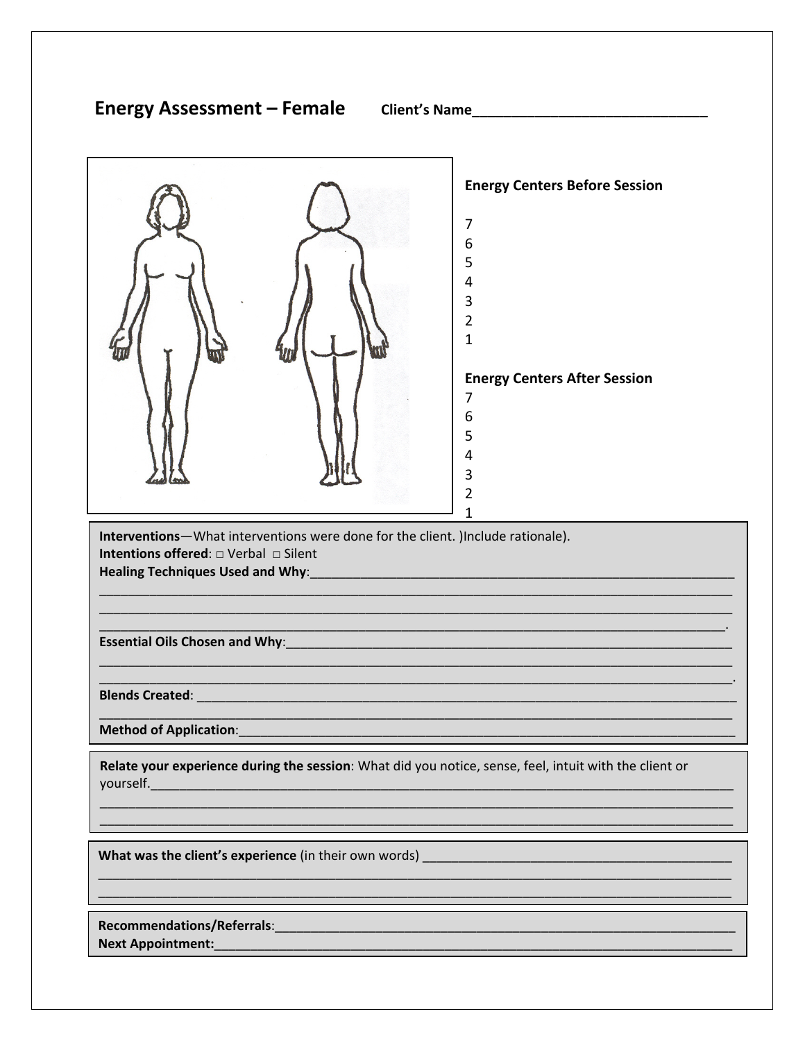## Energy Assessment – Female

**Client's Name**______________________________

**Energy Centers Before Session**

7
6
5
4
3
2
1

**Energy Centers After Session**

7
6
5
4
3
2
1

**Interventions**—What interventions were done for the client. )Include rationale).
**Intentions offered**: □ Verbal □ Silent
**Healing Techniques Used and Why**:_______________________________________________________________
_____________________________________________________________________________________
_____________________________________________________________________________________
_____________________________________________________________________________________.
**Essential Oils Chosen and Why**:_________________________________________________________________
_____________________________________________________________________________________
_____________________________________________________________________________________.
**Blends Created**: _______________________________________________________________________
_____________________________________________________________________________________
**Method of Application**:__________________________________________________________________

**Relate your experience during the session**: What did you notice, sense, feel, intuit with the client or yourself.___________________________________________________________________________
_____________________________________________________________________________________
_____________________________________________________________________________________

**What was the client's experience** (in their own words) ____________________________________________
_____________________________________________________________________________________
_____________________________________________________________________________________

**Recommendations/Referrals**:_______________________________________________________________
**Next Appointment:**______________________________________________________________________